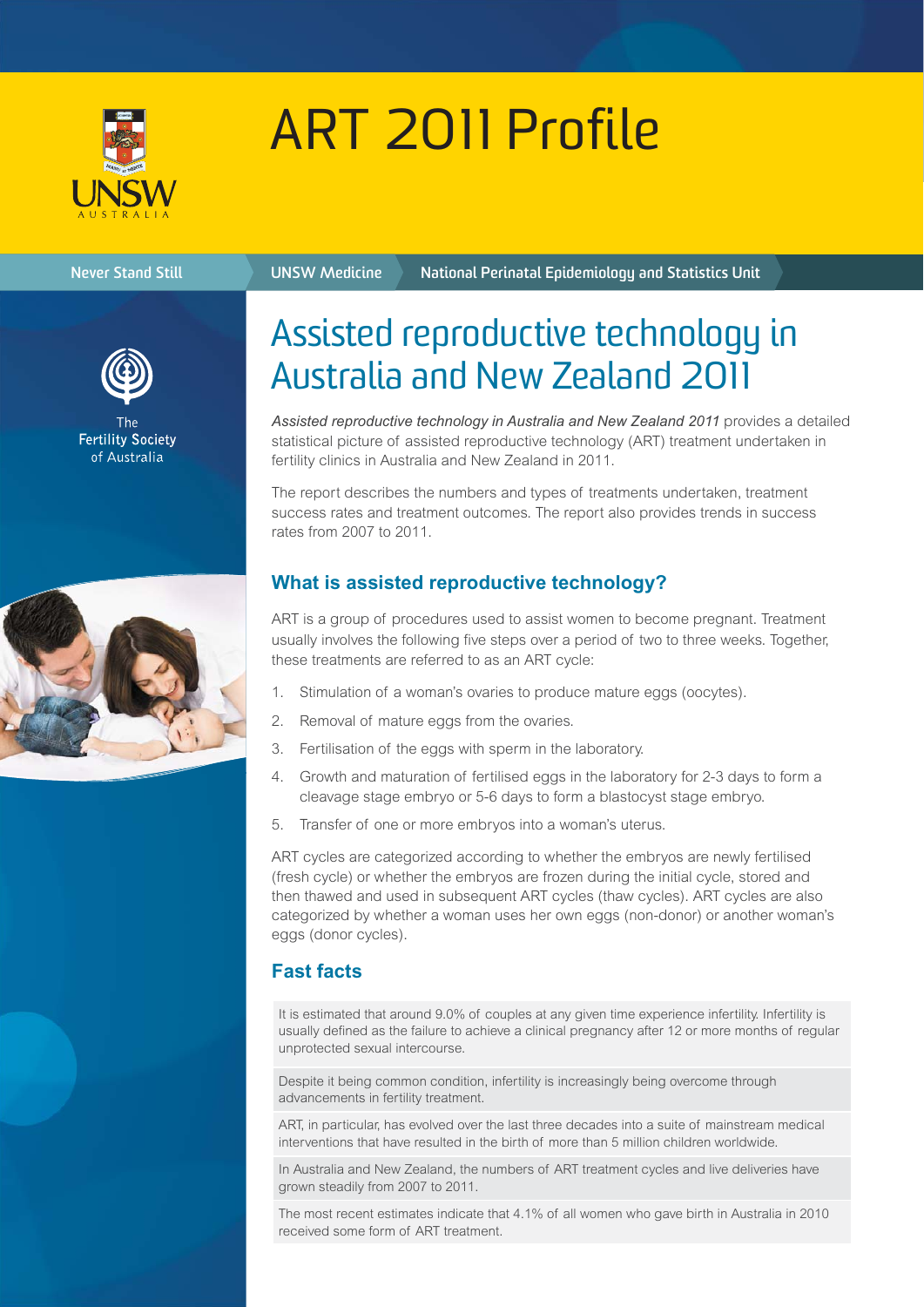# ART 2011 Profile

Never Stand Still

UNSW Medicine

National Perinatal Epidemiology and Statistics Unit

The Fertility Society of Australia

## Assisted reproductive technology in Australia and New Zealand 2011

*Assisted reproductive technology in Australia and New Zealand 2011* provides a detailed statistical picture of assisted reproductive technology (ART) treatment undertaken in fertility clinics in Australia and New Zealand in 2011.

The report describes the numbers and types of treatments undertaken, treatment success rates and treatment outcomes. The report also provides trends in success rates from 2007 to 2011.

### What is assisted reproductive technology?

ART is a group of procedures used to assist women to become pregnant. Treatment usually involves the following five steps over a period of two to three weeks. Together, these treatments are referred to as an ART cycle:

1. Stimulation of a woman's ovaries to produce mature eggs (oocytes).
2. Removal of mature eggs from the ovaries.
3. Fertilisation of the eggs with sperm in the laboratory.
4. Growth and maturation of fertilised eggs in the laboratory for 2-3 days to form a cleavage stage embryo or 5-6 days to form a blastocyst stage embryo.
5. Transfer of one or more embryos into a woman's uterus.

ART cycles are categorized according to whether the embryos are newly fertilised (fresh cycle) or whether the embryos are frozen during the initial cycle, stored and then thawed and used in subsequent ART cycles (thaw cycles). ART cycles are also categorized by whether a woman uses her own eggs (non-donor) or another woman's eggs (donor cycles).

### Fast facts

It is estimated that around 9.0% of couples at any given time experience infertility. Infertility is usually defined as the failure to achieve a clinical pregnancy after 12 or more months of regular unprotected sexual intercourse.

Despite it being common condition, infertility is increasingly being overcome through advancements in fertility treatment.

ART, in particular, has evolved over the last three decades into a suite of mainstream medical interventions that have resulted in the birth of more than 5 million children worldwide.

In Australia and New Zealand, the numbers of ART treatment cycles and live deliveries have grown steadily from 2007 to 2011.

The most recent estimates indicate that 4.1% of all women who gave birth in Australia in 2010 received some form of ART treatment.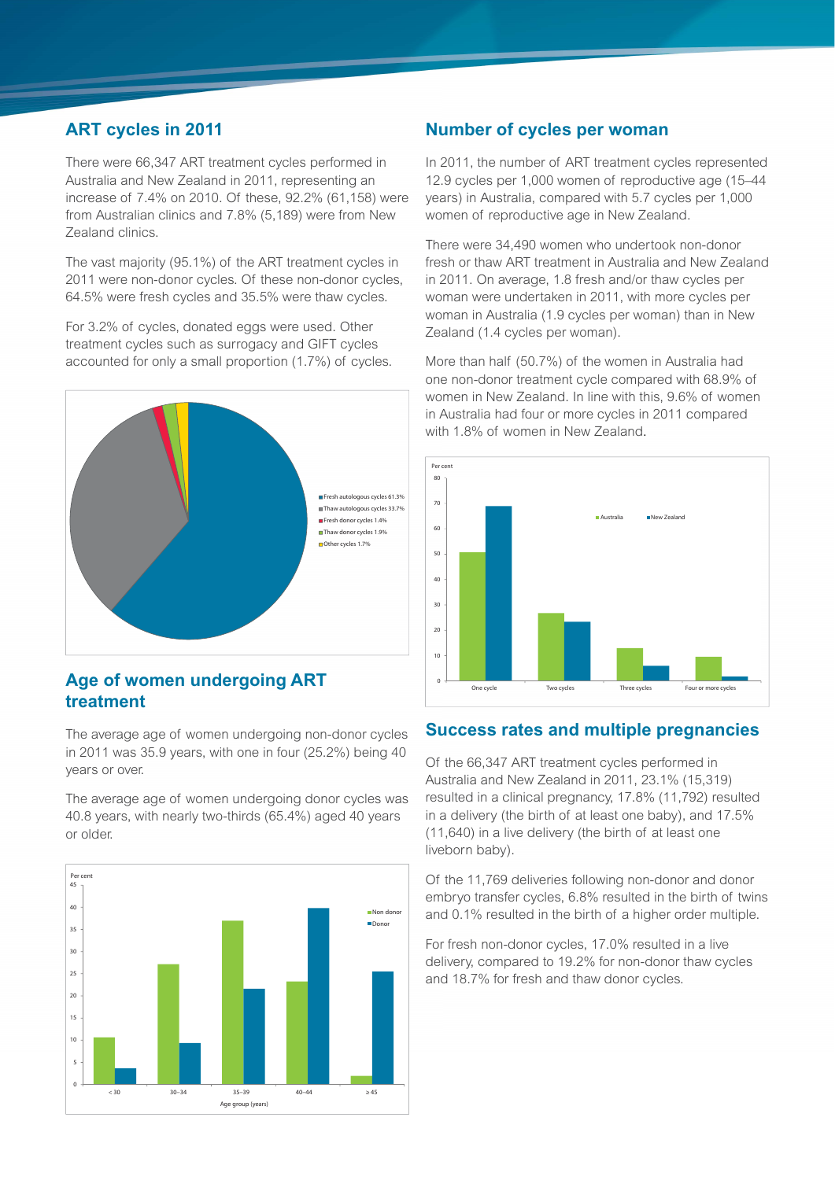## ART cycles in 2011

There were 66,347 ART treatment cycles performed in Australia and New Zealand in 2011, representing an increase of 7.4% on 2010. Of these, 92.2% (61,158) were from Australian clinics and 7.8% (5,189) were from New Zealand clinics.

The vast majority (95.1%) of the ART treatment cycles in 2011 were non-donor cycles. Of these non-donor cycles, 64.5% were fresh cycles and 35.5% were thaw cycles.

For 3.2% of cycles, donated eggs were used. Other treatment cycles such as surrogacy and GIFT cycles accounted for only a small proportion (1.7%) of cycles.

- Fresh autologous cycles 61.3%
- Thaw autologous cycles 33.7%
- Fresh donor cycles 1.4%
- Thaw donor cycles 1.9%
- Other cycles 1.7%

## Age of women undergoing ART treatment

The average age of women undergoing non-donor cycles in 2011 was 35.9 years, with one in four (25.2%) being 40 years or over.

The average age of women undergoing donor cycles was 40.8 years, with nearly two-thirds (65.4%) aged 40 years or older.

## Number of cycles per woman

In 2011, the number of ART treatment cycles represented 12.9 cycles per 1,000 women of reproductive age (15–44 years) in Australia, compared with 5.7 cycles per 1,000 women of reproductive age in New Zealand.

There were 34,490 women who undertook non-donor fresh or thaw ART treatment in Australia and New Zealand in 2011. On average, 1.8 fresh and/or thaw cycles per woman were undertaken in 2011, with more cycles per woman in Australia (1.9 cycles per woman) than in New Zealand (1.4 cycles per woman).

More than half (50.7%) of the women in Australia had one non-donor treatment cycle compared with 68.9% of women in New Zealand. In line with this, 9.6% of women in Australia had four or more cycles in 2011 compared with 1.8% of women in New Zealand.

## Success rates and multiple pregnancies

Of the 66,347 ART treatment cycles performed in Australia and New Zealand in 2011, 23.1% (15,319) resulted in a clinical pregnancy, 17.8% (11,792) resulted in a delivery (the birth of at least one baby), and 17.5% (11,640) in a live delivery (the birth of at least one liveborn baby).

Of the 11,769 deliveries following non-donor and donor embryo transfer cycles, 6.8% resulted in the birth of twins and 0.1% resulted in the birth of a higher order multiple.

For fresh non-donor cycles, 17.0% resulted in a live delivery, compared to 19.2% for non-donor thaw cycles and 18.7% for fresh and thaw donor cycles.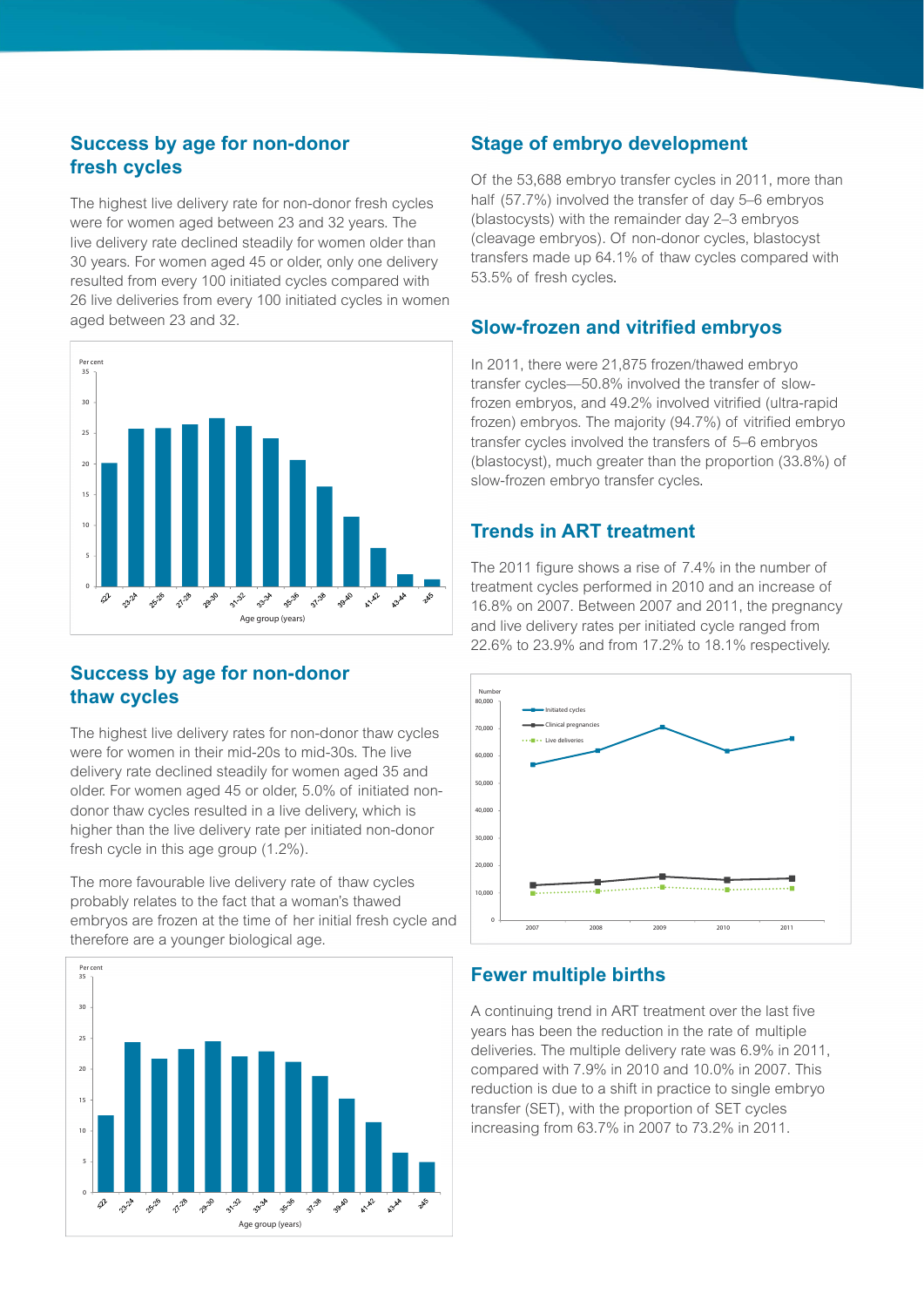## Success by age for non-donor fresh cycles

The highest live delivery rate for non-donor fresh cycles were for women aged between 23 and 32 years. The live delivery rate declined steadily for women older than 30 years. For women aged 45 or older, only one delivery resulted from every 100 initiated cycles compared with 26 live deliveries from every 100 initiated cycles in women aged between 23 and 32.

## Success by age for non-donor thaw cycles

The highest live delivery rates for non-donor thaw cycles were for women in their mid-20s to mid-30s. The live delivery rate declined steadily for women aged 35 and older. For women aged 45 or older, 5.0% of initiated non-donor thaw cycles resulted in a live delivery, which is higher than the live delivery rate per initiated non-donor fresh cycle in this age group (1.2%).

The more favourable live delivery rate of thaw cycles probably relates to the fact that a woman's thawed embryos are frozen at the time of her initial fresh cycle and therefore are a younger biological age.

## Stage of embryo development

Of the 53,688 embryo transfer cycles in 2011, more than half (57.7%) involved the transfer of day 5–6 embryos (blastocysts) with the remainder day 2–3 embryos (cleavage embryos). Of non-donor cycles, blastocyst transfers made up 64.1% of thaw cycles compared with 53.5% of fresh cycles.

## Slow-frozen and vitrified embryos

In 2011, there were 21,875 frozen/thawed embryo transfer cycles—50.8% involved the transfer of slow-frozen embryos, and 49.2% involved vitrified (ultra-rapid frozen) embryos. The majority (94.7%) of vitrified embryo transfer cycles involved the transfers of 5–6 embryos (blastocyst), much greater than the proportion (33.8%) of slow-frozen embryo transfer cycles.

## Trends in ART treatment

The 2011 figure shows a rise of 7.4% in the number of treatment cycles performed in 2010 and an increase of 16.8% on 2007. Between 2007 and 2011, the pregnancy and live delivery rates per initiated cycle ranged from 22.6% to 23.9% and from 17.2% to 18.1% respectively.

## Fewer multiple births

A continuing trend in ART treatment over the last five years has been the reduction in the rate of multiple deliveries. The multiple delivery rate was 6.9% in 2011, compared with 7.9% in 2010 and 10.0% in 2007. This reduction is due to a shift in practice to single embryo transfer (SET), with the proportion of SET cycles increasing from 63.7% in 2007 to 73.2% in 2011.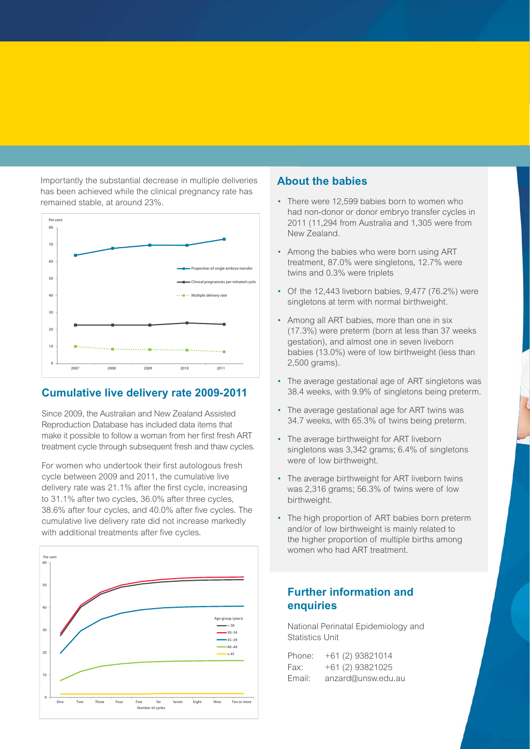Importantly the substantial decrease in multiple deliveries has been achieved while the clinical pregnancy rate has remained stable, at around 23%.

Per cent
80
70
60
50
40
30
20
10
0
2007
2008
2009
2010
2011
Proportion of single embryo transfer
Clinical pregnancies per initiated cycle
Multiple delivery rate

## Cumulative live delivery rate 2009-2011

Since 2009, the Australian and New Zealand Assisted Reproduction Database has included data items that make it possible to follow a woman from her first fresh ART treatment cycle through subsequent fresh and thaw cycles.

For women who undertook their first autologous fresh cycle between 2009 and 2011, the cumulative live delivery rate was 21.1% after the first cycle, increasing to 31.1% after two cycles, 36.0% after three cycles, 38.6% after four cycles, and 40.0% after five cycles. The cumulative live delivery rate did not increase markedly with additional treatments after five cycles.

Per cent
60
50
40
30
20
10
0
One
Two
Three
Four
Five
Six
Seven
Eight
Nine
Ten or more
Number of cycles
Age group (years)
< 30
30–34
35–39
40–44
≥ 45

## About the babies

- There were 12,599 babies born to women who had non-donor or donor embryo transfer cycles in 2011 (11,294 from Australia and 1,305 were from New Zealand.
- Among the babies who were born using ART treatment, 87.0% were singletons, 12.7% were twins and 0.3% were triplets
- Of the 12,443 liveborn babies, 9,477 (76.2%) were singletons at term with normal birthweight.
- Among all ART babies, more than one in six (17.3%) were preterm (born at less than 37 weeks gestation), and almost one in seven liveborn babies (13.0%) were of low birthweight (less than 2,500 grams).
- The average gestational age of ART singletons was 38.4 weeks, with 9.9% of singletons being preterm.
- The average gestational age for ART twins was 34.7 weeks, with 65.3% of twins being preterm.
- The average birthweight for ART liveborn singletons was 3,342 grams; 6.4% of singletons were of low birthweight.
- The average birthweight for ART liveborn twins was 2,316 grams; 56.3% of twins were of low birthweight.
- The high proportion of ART babies born preterm and/or of low birthweight is mainly related to the higher proportion of multiple births among women who had ART treatment.

## Further information and enquiries

National Perinatal Epidemiology and Statistics Unit

Phone: +61 (2) 93821014
Fax: +61 (2) 93821025
Email: anzard@unsw.edu.au